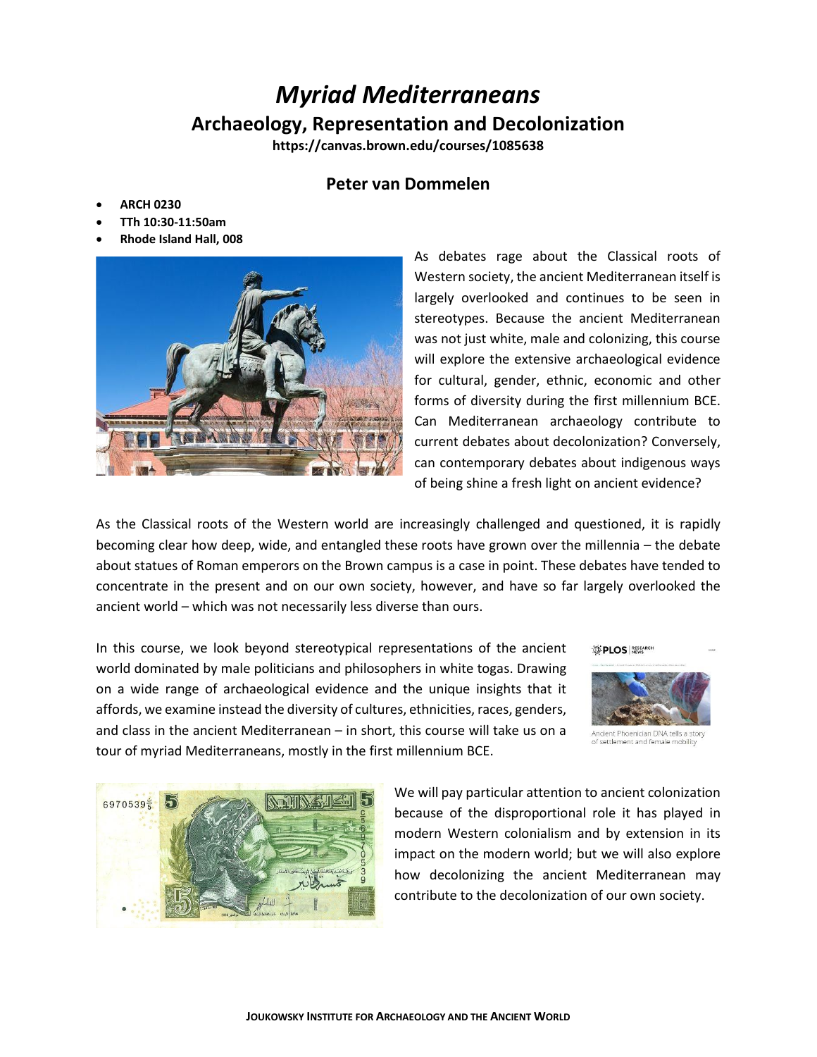# *Myriad Mediterraneans*

## Archaeology, Representation and Decolonization

**https://canvas.brown.edu/courses/1085638**

### Peter van Dommelen

- **ARCH 0230**
- **TTh 10:30-11:50am**
- **Rhode Island Hall, 008**

As debates rage about the Classical roots of Western society, the ancient Mediterranean itself is largely overlooked and continues to be seen in stereotypes. Because the ancient Mediterranean was not just white, male and colonizing, this course will explore the extensive archaeological evidence for cultural, gender, ethnic, economic and other forms of diversity during the first millennium BCE. Can Mediterranean archaeology contribute to current debates about decolonization? Conversely, can contemporary debates about indigenous ways of being shine a fresh light on ancient evidence?

As the Classical roots of the Western world are increasingly challenged and questioned, it is rapidly becoming clear how deep, wide, and entangled these roots have grown over the millennia – the debate about statues of Roman emperors on the Brown campus is a case in point. These debates have tended to concentrate in the present and on our own society, however, and have so far largely overlooked the ancient world – which was not necessarily less diverse than ours.

In this course, we look beyond stereotypical representations of the ancient world dominated by male politicians and philosophers in white togas. Drawing on a wide range of archaeological evidence and the unique insights that it affords, we examine instead the diversity of cultures, ethnicities, races, genders, and class in the ancient Mediterranean – in short, this course will take us on a tour of myriad Mediterraneans, mostly in the first millennium BCE.

Ancient Phoenician DNA tells a story of settlement and female mobility

We will pay particular attention to ancient colonization because of the disproportional role it has played in modern Western colonialism and by extension in its impact on the modern world; but we will also explore how decolonizing the ancient Mediterranean may contribute to the decolonization of our own society.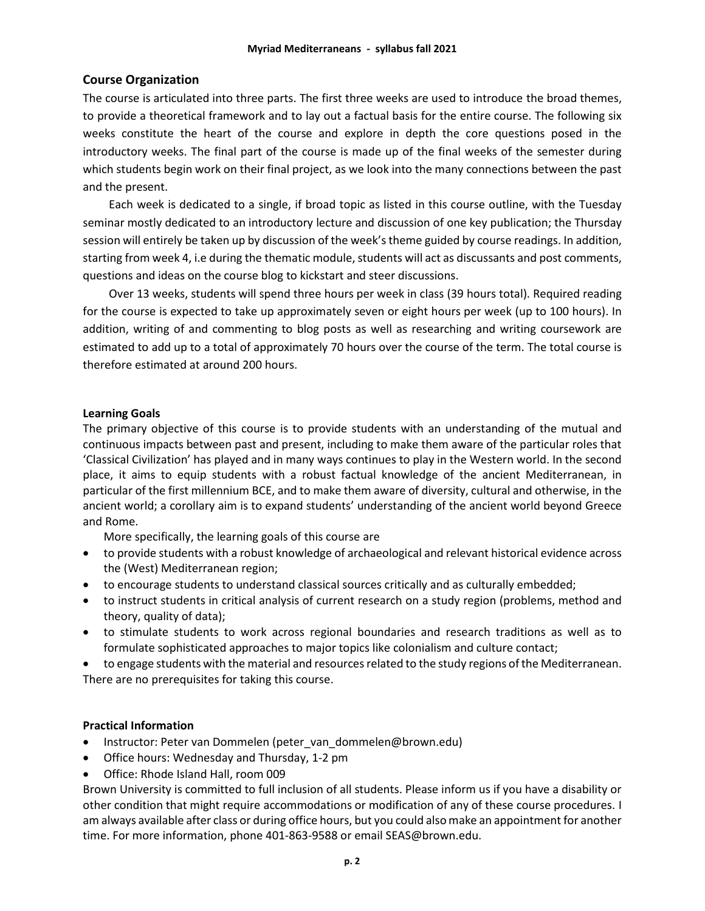## Course Organization

The course is articulated into three parts. The first three weeks are used to introduce the broad themes, to provide a theoretical framework and to lay out a factual basis for the entire course. The following six weeks constitute the heart of the course and explore in depth the core questions posed in the introductory weeks. The final part of the course is made up of the final weeks of the semester during which students begin work on their final project, as we look into the many connections between the past and the present.

Each week is dedicated to a single, if broad topic as listed in this course outline, with the Tuesday seminar mostly dedicated to an introductory lecture and discussion of one key publication; the Thursday session will entirely be taken up by discussion of the week's theme guided by course readings. In addition, starting from week 4, i.e during the thematic module, students will act as discussants and post comments, questions and ideas on the course blog to kickstart and steer discussions.

Over 13 weeks, students will spend three hours per week in class (39 hours total). Required reading for the course is expected to take up approximately seven or eight hours per week (up to 100 hours). In addition, writing of and commenting to blog posts as well as researching and writing coursework are estimated to add up to a total of approximately 70 hours over the course of the term. The total course is therefore estimated at around 200 hours.

**Learning Goals**

The primary objective of this course is to provide students with an understanding of the mutual and continuous impacts between past and present, including to make them aware of the particular roles that 'Classical Civilization' has played and in many ways continues to play in the Western world. In the second place, it aims to equip students with a robust factual knowledge of the ancient Mediterranean, in particular of the first millennium BCE, and to make them aware of diversity, cultural and otherwise, in the ancient world; a corollary aim is to expand students' understanding of the ancient world beyond Greece and Rome.

More specifically, the learning goals of this course are

- to provide students with a robust knowledge of archaeological and relevant historical evidence across the (West) Mediterranean region;
- to encourage students to understand classical sources critically and as culturally embedded;
- to instruct students in critical analysis of current research on a study region (problems, method and theory, quality of data);
- to stimulate students to work across regional boundaries and research traditions as well as to formulate sophisticated approaches to major topics like colonialism and culture contact;
- to engage students with the material and resources related to the study regions of the Mediterranean.

There are no prerequisites for taking this course.

**Practical Information**

- Instructor: Peter van Dommelen (peter_van_dommelen@brown.edu)
- Office hours: Wednesday and Thursday, 1-2 pm
- Office: Rhode Island Hall, room 009

Brown University is committed to full inclusion of all students. Please inform us if you have a disability or other condition that might require accommodations or modification of any of these course procedures. I am always available after class or during office hours, but you could also make an appointment for another time. For more information, phone 401-863-9588 or email SEAS@brown.edu.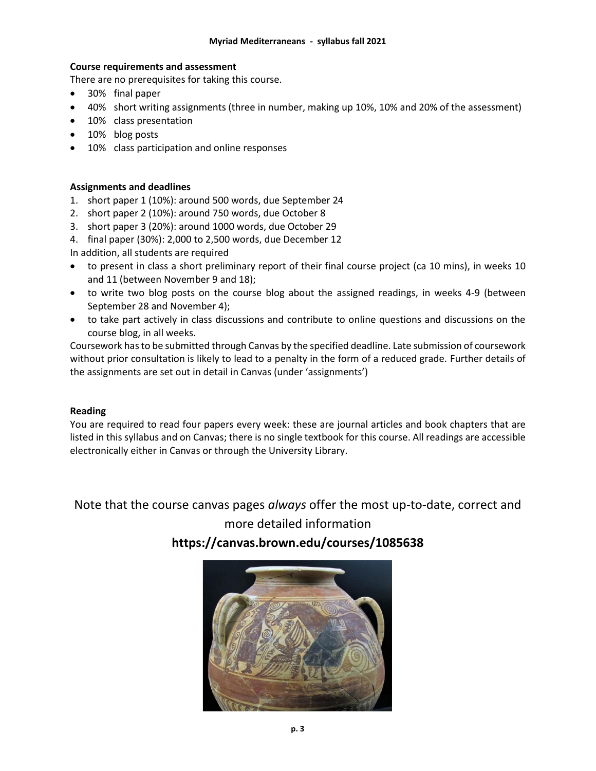### Course requirements and assessment

There are no prerequisites for taking this course.

- 30% final paper
- 40% short writing assignments (three in number, making up 10%, 10% and 20% of the assessment)
- 10% class presentation
- 10% blog posts
- 10% class participation and online responses

### Assignments and deadlines

1. short paper 1 (10%): around 500 words, due September 24
2. short paper 2 (10%): around 750 words, due October 8
3. short paper 3 (20%): around 1000 words, due October 29
4. final paper (30%): 2,000 to 2,500 words, due December 12

In addition, all students are required

- to present in class a short preliminary report of their final course project (ca 10 mins), in weeks 10 and 11 (between November 9 and 18);
- to write two blog posts on the course blog about the assigned readings, in weeks 4-9 (between September 28 and November 4);
- to take part actively in class discussions and contribute to online questions and discussions on the course blog, in all weeks.

Coursework has to be submitted through Canvas by the specified deadline. Late submission of coursework without prior consultation is likely to lead to a penalty in the form of a reduced grade. Further details of the assignments are set out in detail in Canvas (under 'assignments')

### Reading

You are required to read four papers every week: these are journal articles and book chapters that are listed in this syllabus and on Canvas; there is no single textbook for this course. All readings are accessible electronically either in Canvas or through the University Library.

Note that the course canvas pages *always* offer the most up-to-date, correct and more detailed information

**https://canvas.brown.edu/courses/1085638**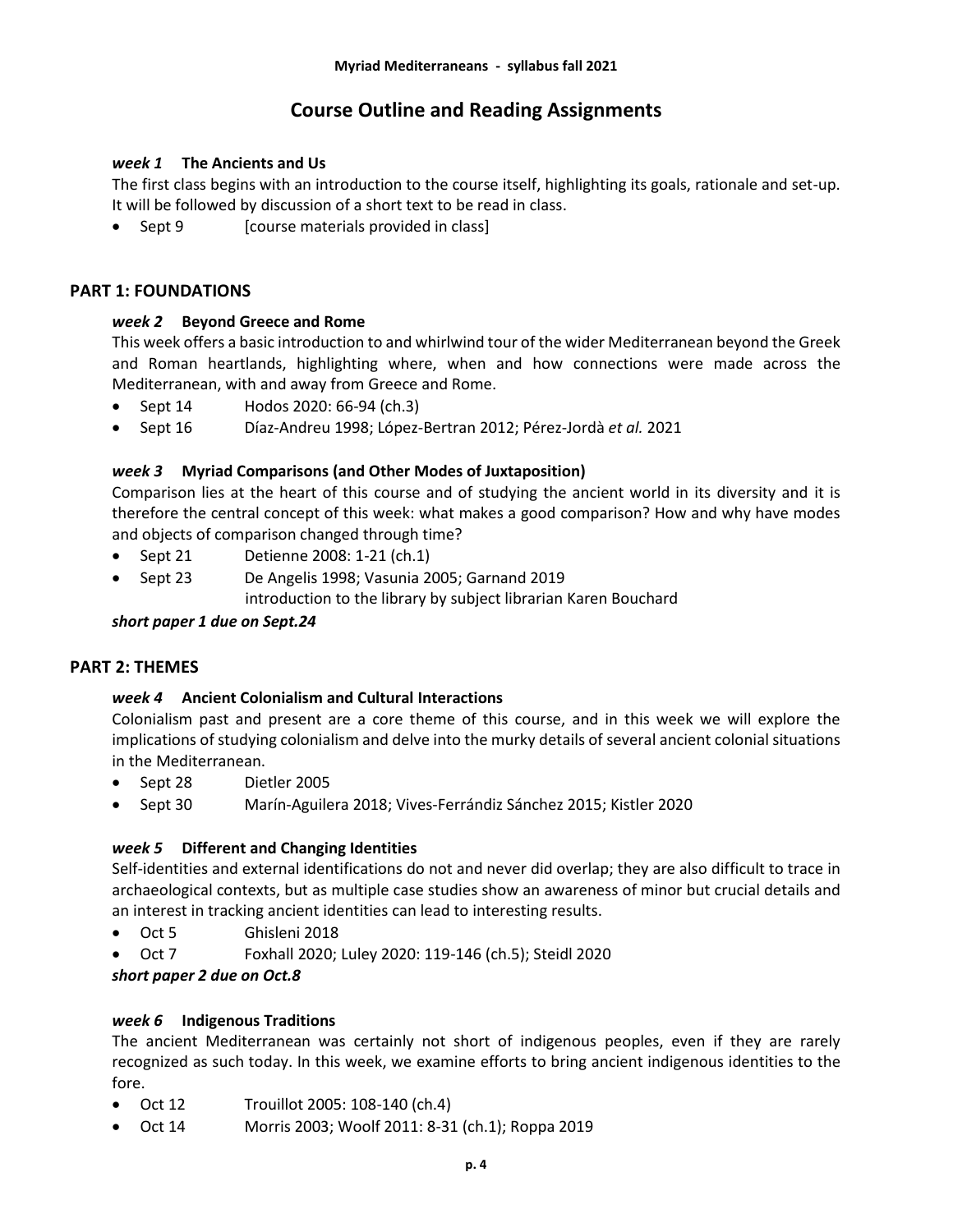# Course Outline and Reading Assignments

### *week 1* The Ancients and Us

The first class begins with an introduction to the course itself, highlighting its goals, rationale and set-up. It will be followed by discussion of a short text to be read in class.

- Sept 9 [course materials provided in class]

## PART 1: FOUNDATIONS

### *week 2* Beyond Greece and Rome

This week offers a basic introduction to and whirlwind tour of the wider Mediterranean beyond the Greek and Roman heartlands, highlighting where, when and how connections were made across the Mediterranean, with and away from Greece and Rome.

- Sept 14 Hodos 2020: 66-94 (ch.3)
- Sept 16 Díaz-Andreu 1998; López-Bertran 2012; Pérez-Jordà *et al.* 2021

### *week 3* Myriad Comparisons (and Other Modes of Juxtaposition)

Comparison lies at the heart of this course and of studying the ancient world in its diversity and it is therefore the central concept of this week: what makes a good comparison? How and why have modes and objects of comparison changed through time?

- Sept 21 Detienne 2008: 1-21 (ch.1)
- Sept 23 De Angelis 1998; Vasunia 2005; Garnand 2019
  introduction to the library by subject librarian Karen Bouchard

***short paper 1 due on Sept.24***

## PART 2: THEMES

### *week 4* Ancient Colonialism and Cultural Interactions

Colonialism past and present are a core theme of this course, and in this week we will explore the implications of studying colonialism and delve into the murky details of several ancient colonial situations in the Mediterranean.

- Sept 28 Dietler 2005
- Sept 30 Marín-Aguilera 2018; Vives-Ferrándiz Sánchez 2015; Kistler 2020

### *week 5* Different and Changing Identities

Self-identities and external identifications do not and never did overlap; they are also difficult to trace in archaeological contexts, but as multiple case studies show an awareness of minor but crucial details and an interest in tracking ancient identities can lead to interesting results.

- Oct 5 Ghisleni 2018
- Oct 7 Foxhall 2020; Luley 2020: 119-146 (ch.5); Steidl 2020

***short paper 2 due on Oct.8***

### *week 6* Indigenous Traditions

The ancient Mediterranean was certainly not short of indigenous peoples, even if they are rarely recognized as such today. In this week, we examine efforts to bring ancient indigenous identities to the fore.

- Oct 12 Trouillot 2005: 108-140 (ch.4)
- Oct 14 Morris 2003; Woolf 2011: 8-31 (ch.1); Roppa 2019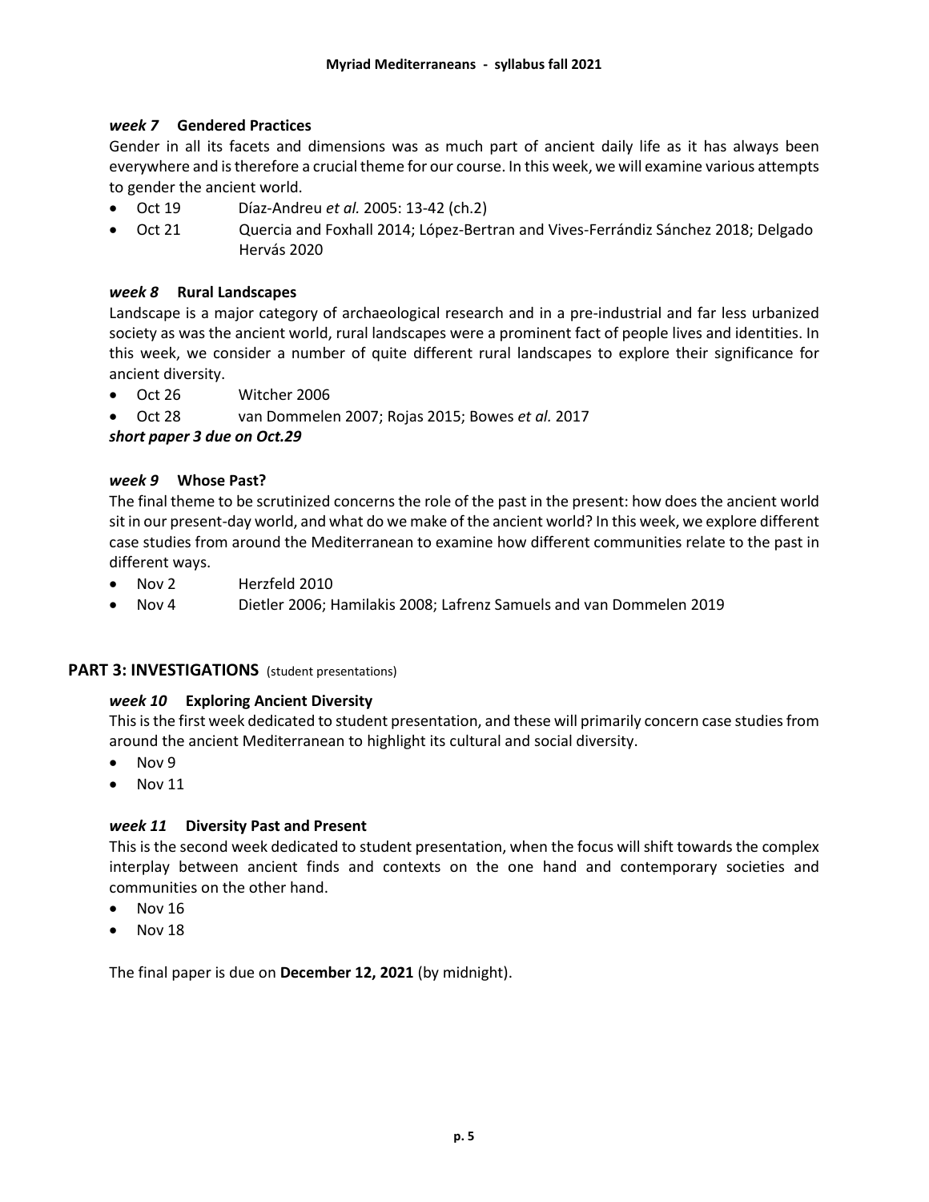### *week 7* **Gendered Practices**

Gender in all its facets and dimensions was as much part of ancient daily life as it has always been everywhere and is therefore a crucial theme for our course. In this week, we will examine various attempts to gender the ancient world.

- Oct 19 Díaz-Andreu *et al.* 2005: 13-42 (ch.2)
- Oct 21 Quercia and Foxhall 2014; López-Bertran and Vives-Ferrándiz Sánchez 2018; Delgado Hervás 2020

### *week 8* **Rural Landscapes**

Landscape is a major category of archaeological research and in a pre-industrial and far less urbanized society as was the ancient world, rural landscapes were a prominent fact of people lives and identities. In this week, we consider a number of quite different rural landscapes to explore their significance for ancient diversity.

- Oct 26 Witcher 2006
- Oct 28 van Dommelen 2007; Rojas 2015; Bowes *et al.* 2017

***short paper 3 due on Oct.29***

### *week 9* **Whose Past?**

The final theme to be scrutinized concerns the role of the past in the present: how does the ancient world sit in our present-day world, and what do we make of the ancient world? In this week, we explore different case studies from around the Mediterranean to examine how different communities relate to the past in different ways.

- Nov 2 Herzfeld 2010
- Nov 4 Dietler 2006; Hamilakis 2008; Lafrenz Samuels and van Dommelen 2019

## PART 3: INVESTIGATIONS (student presentations)

### *week 10* **Exploring Ancient Diversity**

This is the first week dedicated to student presentation, and these will primarily concern case studies from around the ancient Mediterranean to highlight its cultural and social diversity.

- Nov 9
- Nov 11

### *week 11* **Diversity Past and Present**

This is the second week dedicated to student presentation, when the focus will shift towards the complex interplay between ancient finds and contexts on the one hand and contemporary societies and communities on the other hand.

- Nov 16
- Nov 18

The final paper is due on **December 12, 2021** (by midnight).